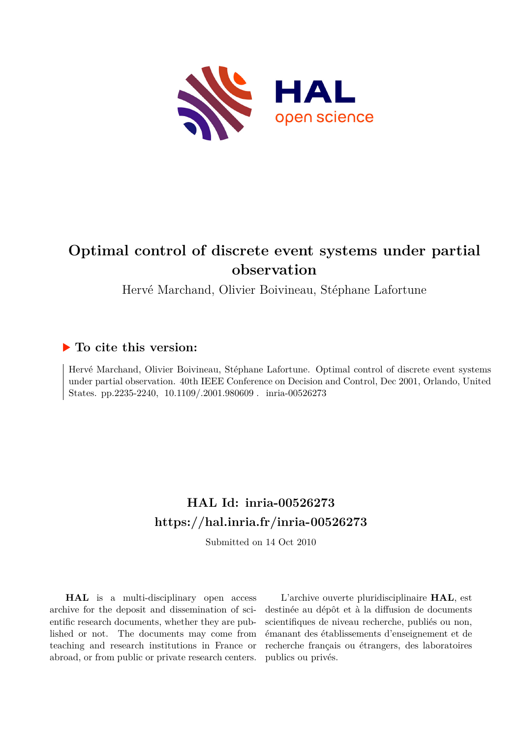# Optimal control of discrete event systems under partial observation

Hervé Marchand, Olivier Boivineau, Stéphane Lafortune

## To cite this version:

Hervé Marchand, Olivier Boivineau, Stéphane Lafortune. Optimal control of discrete event systems under partial observation. 40th IEEE Conference on Decision and Control, Dec 2001, Orlando, United States. pp.2235-2240, 10.1109/.2001.980609. inria-00526273

## HAL Id: inria-00526273
## https://hal.inria.fr/inria-00526273

Submitted on 14 Oct 2010

**HAL** is a multi-disciplinary open access archive for the deposit and dissemination of scientific research documents, whether they are published or not. The documents may come from teaching and research institutions in France or abroad, or from public or private research centers.

L'archive ouverte pluridisciplinaire **HAL**, est destinée au dépôt et à la diffusion de documents scientifiques de niveau recherche, publiés ou non, émanant des établissements d'enseignement et de recherche français ou étrangers, des laboratoires publics ou privés.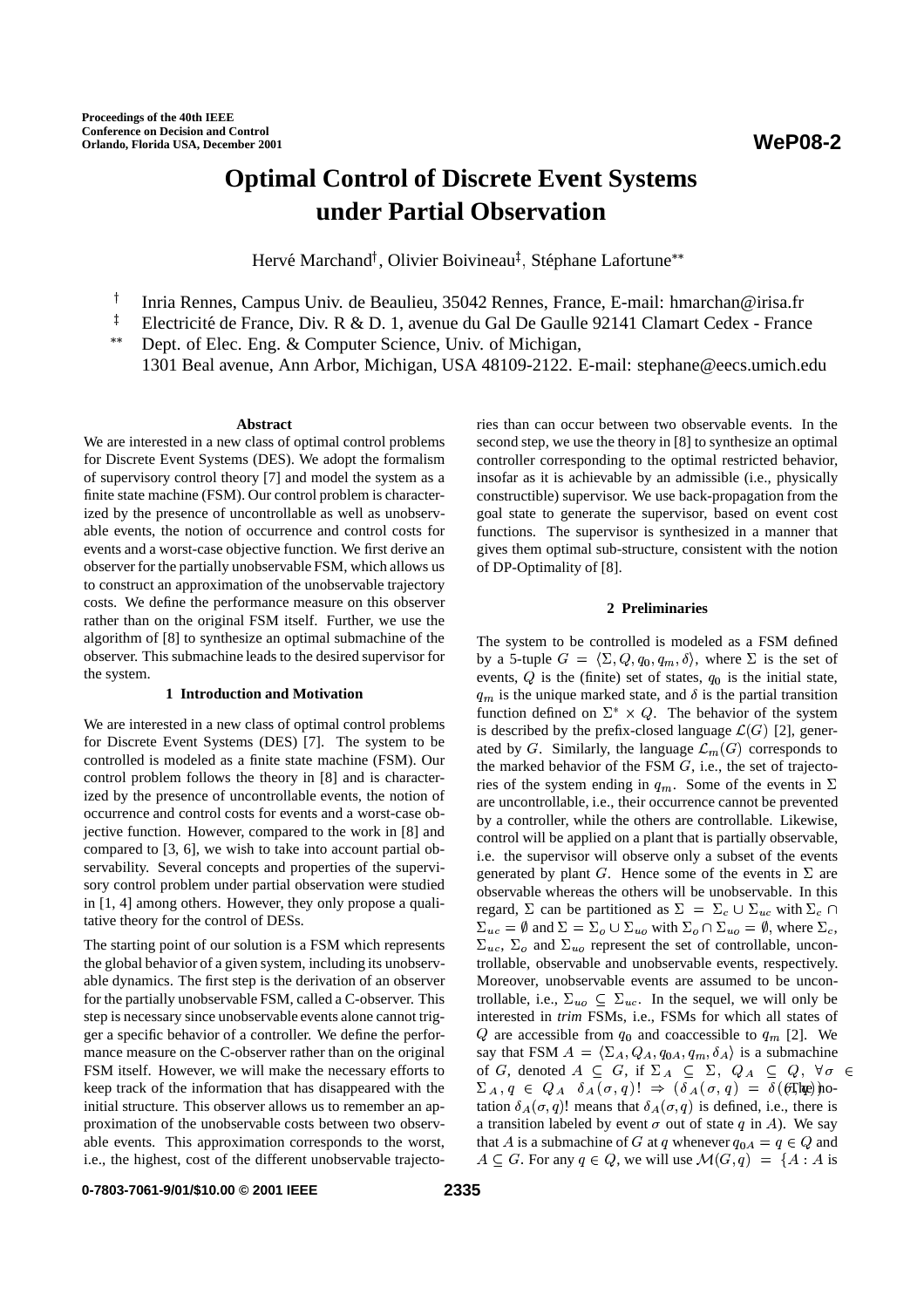Proceedings of the 40th IEEE Conference on Decision and Control
Orlando, Florida USA, December 2001

# Optimal Control of Discrete Event Systems under Partial Observation

Hervé Marchand[†], Olivier Boivineau[‡], Stéphane Lafortune[**]

[†] Inria Rennes, Campus Univ. de Beaulieu, 35042 Rennes, France, E-mail: hmarchan@irisa.fr
[‡] Electricité de France, Div. R & D. 1, avenue du Gal De Gaulle 92141 Clamart Cedex - France
[**] Dept. of Elec. Eng. & Computer Science, Univ. of Michigan, 1301 Beal avenue, Ann Arbor, Michigan, USA 48109-2122. E-mail: stephane@eecs.umich.edu

### Abstract

We are interested in a new class of optimal control problems for Discrete Event Systems (DES). We adopt the formalism of supervisory control theory [7] and model the system as a finite state machine (FSM). Our control problem is characterized by the presence of uncontrollable as well as unobservable events, the notion of occurrence and control costs for events and a worst-case objective function. We first derive an observer for the partially unobservable FSM, which allows us to construct an approximation of the unobservable trajectory costs. We define the performance measure on this observer rather than on the original FSM itself. Further, we use the algorithm of [8] to synthesize an optimal submachine of the observer. This submachine leads to the desired supervisor for the system.

## 1 Introduction and Motivation

We are interested in a new class of optimal control problems for Discrete Event Systems (DES) [7]. The system to be controlled is modeled as a finite state machine (FSM). Our control problem follows the theory in [8] and is characterized by the presence of uncontrollable events, the notion of occurrence and control costs for events and a worst-case objective function. However, compared to the work in [8] and compared to [3, 6], we wish to take into account partial observability. Several concepts and properties of the supervisory control problem under partial observation were studied in [1, 4] among others. However, they only propose a qualitative theory for the control of DESs.

The starting point of our solution is a FSM which represents the global behavior of a given system, including its unobservable dynamics. The first step is the derivation of an observer for the partially unobservable FSM, called a C-observer. This step is necessary since unobservable events alone cannot trigger a specific behavior of a controller. We define the performance measure on the C-observer rather than on the original FSM itself. However, we will make the necessary efforts to keep track of the information that has disappeared with the initial structure. This observer allows us to remember an approximation of the unobservable costs between two observable events. This approximation corresponds to the worst, i.e., the highest, cost of the different unobservable trajectories than can occur between two observable events. In the second step, we use the theory in [8] to synthesize an optimal controller corresponding to the optimal restricted behavior, insofar as it is achievable by an admissible (i.e., physically constructible) supervisor. We use back-propagation from the goal state to generate the supervisor, based on event cost functions. The supervisor is synthesized in a manner that gives them optimal sub-structure, consistent with the notion of DP-Optimality of [8].

## 2 Preliminaries

The system to be controlled is modeled as a FSM defined by a 5-tuple $G = \langle \Sigma, Q, q_0, q_m, \delta \rangle$, where $\Sigma$ is the set of events, $Q$ is the (finite) set of states, $q_0$ is the initial state, $q_m$ is the unique marked state, and $\delta$ is the partial transition function defined on $\Sigma^* \times Q$. The behavior of the system is described by the prefix-closed language $\mathcal{L}(G)$ [2], generated by $G$. Similarly, the language $\mathcal{L}_m(G)$ corresponds to the marked behavior of the FSM $G$, i.e., the set of trajectories of the system ending in $q_m$. Some of the events in $\Sigma$ are uncontrollable, i.e., their occurrence cannot be prevented by a controller, while the others are controllable. Likewise, control will be applied on a plant that is partially observable, i.e. the supervisor will observe only a subset of the events generated by plant $G$. Hence some of the events in $\Sigma$ are observable whereas the others will be unobservable. In this regard, $\Sigma$ can be partitioned as $\Sigma = \Sigma_c \cup \Sigma_{uc}$ with $\Sigma_c \cap \Sigma_{uc} = \emptyset$ and $\Sigma = \Sigma_o \cup \Sigma_{uo}$ with $\Sigma_o \cap \Sigma_{uo} = \emptyset$, where $\Sigma_c$, $\Sigma_{uc}$, $\Sigma_o$ and $\Sigma_{uo}$ represent the set of controllable, uncontrollable, observable and unobservable events, respectively. Moreover, unobservable events are assumed to be uncontrollable, i.e., $\Sigma_{uo} \subseteq \Sigma_{uc}$. In the sequel, we will only be interested in *trim* FSMs, i.e., FSMs for which all states of $Q$ are accessible from $q_0$ and coaccessible to $q_m$ [2]. We say that FSM $A = \langle \Sigma_A, Q_A, q_{0A}, q_m, \delta_A \rangle$ is a submachine of $G$, denoted $A \subseteq G$, if $\Sigma_A \subseteq \Sigma$, $Q_A \subseteq Q$, $\forall \sigma \in \Sigma_A, q \in Q_A \;\; \delta_A(\sigma, q)! \Rightarrow (\delta_A(\sigma, q) = \delta(\sigma, q))$. (The notation $\delta_A(\sigma, q)!$ means that $\delta_A(\sigma, q)$ is defined, i.e., there is a transition labeled by event $\sigma$ out of state $q$ in $A$). We say that $A$ is a submachine of $G$ at $q$ whenever $q_{0A} = q \in Q$ and $A \subseteq G$. For any $q \in Q$, we will use $\mathcal{M}(G, q) = \{A : A$ is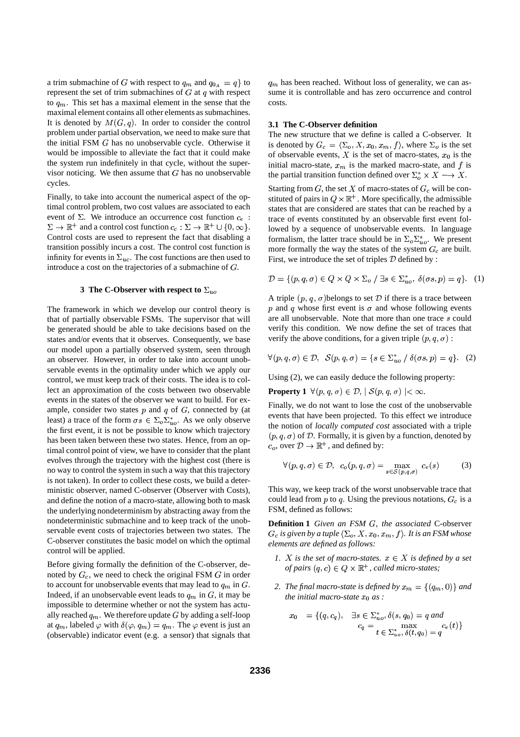a trim submachine of $G$ with respect to $q_m$ and $q_{0_A} = q\}$ to represent the set of trim submachines of $G$ at $q$ with respect to $q_m$. This set has a maximal element in the sense that the maximal element contains all other elements as submachines. It is denoted by $M(G, q)$. In order to consider the control problem under partial observation, we need to make sure that the initial FSM $G$ has no unobservable cycle. Otherwise it would be impossible to alleviate the fact that it could make the system run indefinitely in that cycle, without the supervisor noticing. We then assume that $G$ has no unobservable cycles.

Finally, to take into account the numerical aspect of the optimal control problem, two cost values are associated to each event of $\Sigma$. We introduce an occurrence cost function $c_e : \Sigma \to \mathbb{R}^+$ and a control cost function $c_c : \Sigma \to \mathbb{R}^+ \cup \{0, \infty\}$. Control costs are used to represent the fact that disabling a transition possibly incurs a cost. The control cost function is infinity for events in $\Sigma_{uc}$. The cost functions are then used to introduce a cost on the trajectories of a submachine of $G$.

## 3 The C-Observer with respect to $\Sigma_{uo}$

The framework in which we develop our control theory is that of partially observable FSMs. The supervisor that will be generated should be able to take decisions based on the states and/or events that it observes. Consequently, we base our model upon a partially observed system, seen through an observer. However, in order to take into account unobservable events in the optimality under which we apply our control, we must keep track of their costs. The idea is to collect an approximation of the costs between two observable events in the states of the observer we want to build. For example, consider two states $p$ and $q$ of $G$, connected by (at least) a trace of the form $\sigma s \in \Sigma_o \Sigma_{uo}^*$. As we only observe the first event, it is not be possible to know which trajectory has been taken between these two states. Hence, from an optimal control point of view, we have to consider that the plant evolves through the trajectory with the highest cost (there is no way to control the system in such a way that this trajectory is not taken). In order to collect these costs, we build a deterministic observer, named C-observer (Observer with Costs), and define the notion of a macro-state, allowing both to mask the underlying nondeterminism by abstracting away from the nondeterministic submachine and to keep track of the unobservable event costs of trajectories between two states. The C-observer constitutes the basic model on which the optimal control will be applied.

Before giving formally the definition of the C-observer, denoted by $G_c$, we need to check the original FSM $G$ in order to account for unobservable events that may lead to $q_m$ in $G$. Indeed, if an unobservable event leads to $q_m$ in $G$, it may be impossible to determine whether or not the system has actually reached $q_m$. We therefore update $G$ by adding a self-loop at $q_m$, labeled $\varphi$ with $\delta(\varphi, q_m) = q_m$. The $\varphi$ event is just an (observable) indicator event (e.g. a sensor) that signals that $q_m$ has been reached. Without loss of generality, we can assume it is controllable and has zero occurrence and control costs.

### 3.1 The C-Observer definition

The new structure that we define is called a C-observer. It is denoted by $G_c = \langle \Sigma_o, X, x_0, x_m, f \rangle$, where $\Sigma_o$ is the set of observable events, $X$ is the set of macro-states, $x_0$ is the initial macro-state, $x_m$ is the marked macro-state, and $f$ is the partial transition function defined over $\Sigma_o^* \times X \longrightarrow X$.

Starting from $G$, the set $X$ of macro-states of $G_c$ will be constituted of pairs in $Q \times \mathbb{R}^+$. More specifically, the admissible states that are considered are states that can be reached by a trace of events constituted by an observable first event followed by a sequence of unobservable events. In language formalism, the latter trace should be in $\Sigma_o \Sigma_{uo}^*$. We present more formally the way the states of the system $G_c$ are built. First, we introduce the set of triples $\mathcal{D}$ defined by :

$$\mathcal{D} = \{(p, q, \sigma) \in Q \times Q \times \Sigma_o \;/\; \exists s \in \Sigma_{uo}^*,\ \delta(\sigma s, p) = q\}. \quad (1)$$

A triple $(p, q, \sigma)$belongs to set $\mathcal{D}$ if there is a trace between $p$ and $q$ whose first event is $\sigma$ and whose following events are all unobservable. Note that more than one trace $s$ could verify this condition. We now define the set of traces that verify the above conditions, for a given triple $(p, q, \sigma)$ :

$$\forall (p, q, \sigma) \in \mathcal{D},\ \ \mathcal{S}(p, q, \sigma) = \{s \in \Sigma_{uo}^* \;/\; \delta(\sigma s, p) = q\}. \quad (2)$$

Using (2), we can easily deduce the following property:

**Property 1** $\forall (p, q, \sigma) \in \mathcal{D}, \mid \mathcal{S}(p, q, \sigma) \mid < \infty.$

Finally, we do not want to lose the cost of the unobservable events that have been projected. To this effect we introduce the notion of *locally computed cost* associated with a triple $(p, q, \sigma)$ of $\mathcal{D}$. Formally, it is given by a function, denoted by $c_o$, over $\mathcal{D} \to \mathbb{R}^+$, and defined by:

$$\forall (p, q, \sigma) \in \mathcal{D},\ \ c_o(p, q, \sigma) = \max_{s \in \mathcal{S}(p,q,\sigma)} c_e(s) \quad (3)$$

This way, we keep track of the worst unobservable trace that could lead from $p$ to $q$. Using the previous notations, $G_c$ is a FSM, defined as follows:

**Definition 1** *Given an FSM $G$, the associated* C-observer *$G_c$ is given by a tuple $\langle \Sigma_o, X, x_0, x_m, f \rangle$. It is an FSM whose elements are defined as follows:*

1. *$X$ is the set of macro-states. $x \in X$ is defined by a set of pairs $(q, c) \in Q \times \mathbb{R}^+$, called micro-states;*

2. *The final macro-state is defined by $x_m = \{(q_m, 0)\}$ and the initial macro-state $x_0$ as :*

$$x_0 \;\; = \{(q, c_q), \quad \exists s \in \Sigma_{uo}^*, \delta(s, q_0) = q \textit{ and } c_q = \max_{t \,\in\, \Sigma_{uo}^*,\, \delta(t, q_0) \,=\, q} c_e(t)\}$$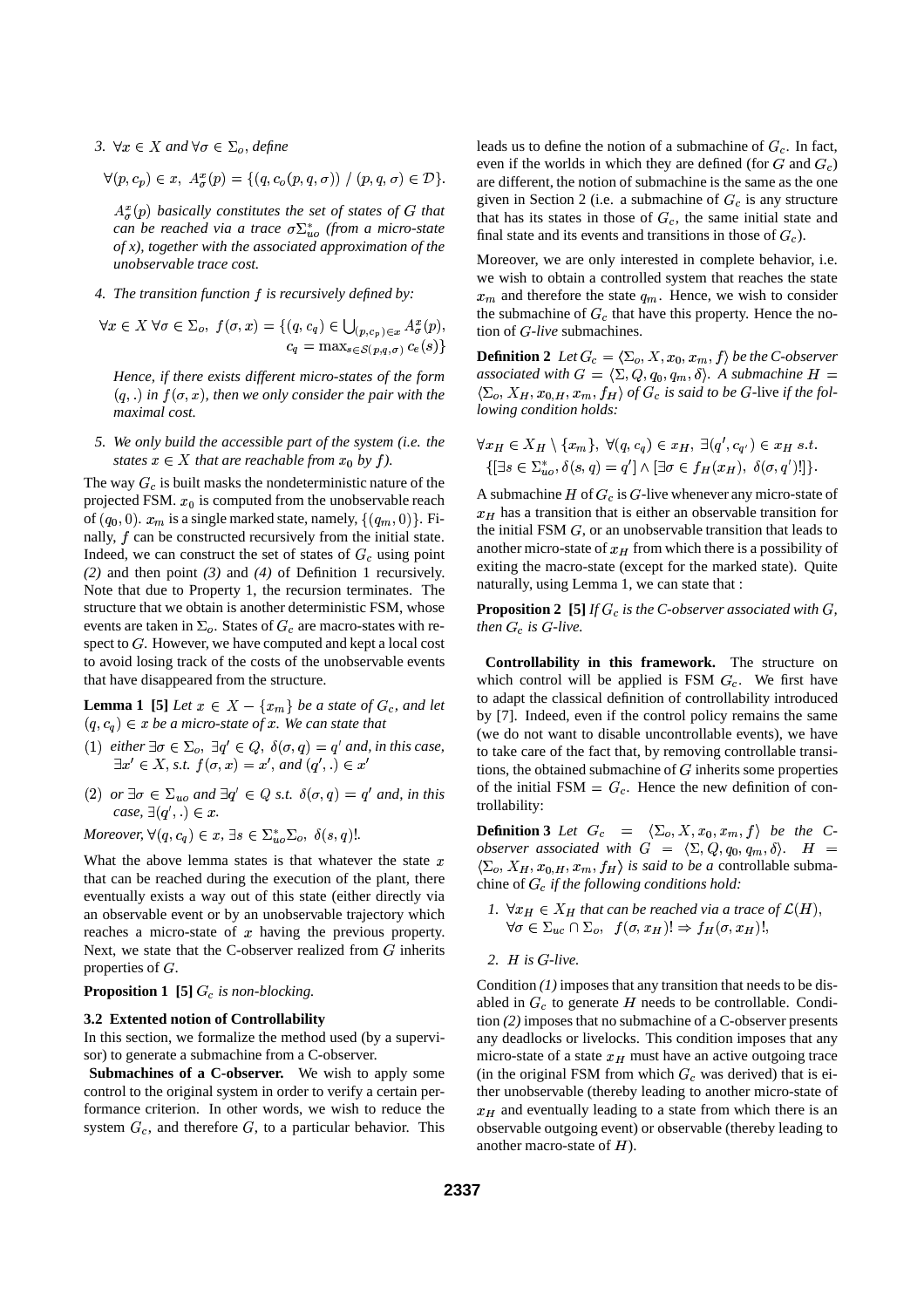3. $\forall x \in X$ and $\forall \sigma \in \Sigma_o$, *define*

$$\forall (p, c_p) \in x,\ A^x_\sigma(p) = \{(q, c_o(p, q, \sigma))\ /\ (p, q, \sigma) \in \mathcal{D}\}.$$

*$A^x_\sigma(p)$ basically constitutes the set of states of $G$ that can be reached via a trace $\sigma\Sigma^*_{uo}$ (from a micro-state of x), together with the associated approximation of the unobservable trace cost.*

4. *The transition function $f$ is recursively defined by:*

$$\forall x \in X\ \forall \sigma \in \Sigma_o,\ f(\sigma, x) = \{(q, c_q) \in \bigcup_{(p,c_p)\in x} A^x_\sigma(p),\ c_q = \max_{s \in \mathcal{S}(p,q,\sigma)} c_e(s)\}$$

*Hence, if there exists different micro-states of the form $(q, .)$ in $f(\sigma, x)$, then we only consider the pair with the maximal cost.*

5. *We only build the accessible part of the system (i.e. the states $x \in X$ that are reachable from $x_0$ by $f$).*

The way $G_c$ is built masks the nondeterministic nature of the projected FSM. $x_0$ is computed from the unobservable reach of $(q_0, 0)$. $x_m$ is a single marked state, namely, $\{(q_m, 0)\}$. Finally, $f$ can be constructed recursively from the initial state. Indeed, we can construct the set of states of $G_c$ using point *(2)* and then point *(3)* and *(4)* of Definition 1 recursively. Note that due to Property 1, the recursion terminates. The structure that we obtain is another deterministic FSM, whose events are taken in $\Sigma_o$. States of $G_c$ are macro-states with respect to $G$. However, we have computed and kept a local cost to avoid losing track of the costs of the unobservable events that have disappeared from the structure.

**Lemma 1 [5]** *Let $x \in X - \{x_m\}$ be a state of $G_c$, and let $(q, c_q) \in x$ be a micro-state of $x$. We can state that*

(1) *either $\exists \sigma \in \Sigma_o,\ \exists q' \in Q,\ \delta(\sigma, q) = q'$ and, in this case, $\exists x' \in X$, s.t. $f(\sigma, x) = x'$, and $(q', .) \in x'$*

(2) *or $\exists \sigma \in \Sigma_{uo}$ and $\exists q' \in Q$ s.t. $\delta(\sigma, q) = q'$ and, in this case, $\exists (q', .) \in x$.*

*Moreover, $\forall (q, c_q) \in x,\ \exists s \in \Sigma^*_{uo}\Sigma_o,\ \delta(s, q)!$.*

What the above lemma states is that whatever the state $x$ that can be reached during the execution of the plant, there eventually exists a way out of this state (either directly via an observable event or by an unobservable trajectory which reaches a micro-state of $x$ having the previous property. Next, we state that the C-observer realized from $G$ inherits properties of $G$.

**Proposition 1 [5]** *$G_c$ is non-blocking.*

### 3.2 Extented notion of Controllability

In this section, we formalize the method used (by a supervisor) to generate a submachine from a C-observer.

**Submachines of a C-observer.** We wish to apply some control to the original system in order to verify a certain performance criterion. In other words, we wish to reduce the system $G_c$, and therefore $G$, to a particular behavior. This leads us to define the notion of a submachine of $G_c$. In fact, even if the worlds in which they are defined (for $G$ and $G_c$) are different, the notion of submachine is the same as the one given in Section 2 (i.e. a submachine of $G_c$ is any structure that has its states in those of $G_c$, the same initial state and final state and its events and transitions in those of $G_c$).

Moreover, we are only interested in complete behavior, i.e. we wish to obtain a controlled system that reaches the state $x_m$ and therefore the state $q_m$. Hence, we wish to consider the submachine of $G_c$ that have this property. Hence the notion of *G-live* submachines.

**Definition 2** *Let $G_c = \langle \Sigma_o, X, x_0, x_m, f\rangle$ be the C-observer associated with $G = \langle \Sigma, Q, q_0, q_m, \delta\rangle$. A submachine $H = \langle \Sigma_o, X_H, x_{0,H}, x_m, f_H\rangle$ of $G_c$ is said to be $G$-*live *if the following condition holds:*

$$\forall x_H \in X_H \setminus \{x_m\},\ \forall (q, c_q) \in x_H,\ \exists (q', c_{q'}) \in x_H\ s.t.\ \{[\exists s \in \Sigma^*_{uo}, \delta(s, q) = q'] \wedge [\exists \sigma \in f_H(x_H),\ \delta(\sigma, q')!]\}.$$

A submachine $H$ of $G_c$ is $G$-live whenever any micro-state of $x_H$ has a transition that is either an observable transition for the initial FSM $G$, or an unobservable transition that leads to another micro-state of $x_H$ from which there is a possibility of exiting the macro-state (except for the marked state). Quite naturally, using Lemma 1, we can state that :

**Proposition 2 [5]** *If $G_c$ is the C-observer associated with $G$, then $G_c$ is $G$-live.*

**Controllability in this framework.** The structure on which control will be applied is FSM $G_c$. We first have to adapt the classical definition of controllability introduced by [7]. Indeed, even if the control policy remains the same (we do not want to disable uncontrollable events), we have to take care of the fact that, by removing controllable transitions, the obtained submachine of $G$ inherits some properties of the initial FSM $= G_c$. Hence the new definition of controllability:

**Definition 3** *Let $G_c = \langle \Sigma_o, X, x_0, x_m, f\rangle$ be the C-observer associated with $G = \langle \Sigma, Q, q_0, q_m, \delta\rangle$. $H = \langle \Sigma_o, X_H, x_{0,H}, x_m, f_H\rangle$ is said to be a* controllable *submachine of $G_c$ if the following conditions hold:*

1. *$\forall x_H \in X_H$ that can be reached via a trace of $\mathcal{L}(H)$, $\forall \sigma \in \Sigma_{uc} \cap \Sigma_o,\ \ f(\sigma, x_H)! \Rightarrow f_H(\sigma, x_H)!$,*
2. *$H$ is $G$-live.*

Condition *(1)* imposes that any transition that needs to be disabled in $G_c$ to generate $H$ needs to be controllable. Condition *(2)* imposes that no submachine of a C-observer presents any deadlocks or livelocks. This condition imposes that any micro-state of a state $x_H$ must have an active outgoing trace (in the original FSM from which $G_c$ was derived) that is either unobservable (thereby leading to another micro-state of $x_H$ and eventually leading to a state from which there is an observable outgoing event) or observable (thereby leading to another macro-state of $H$).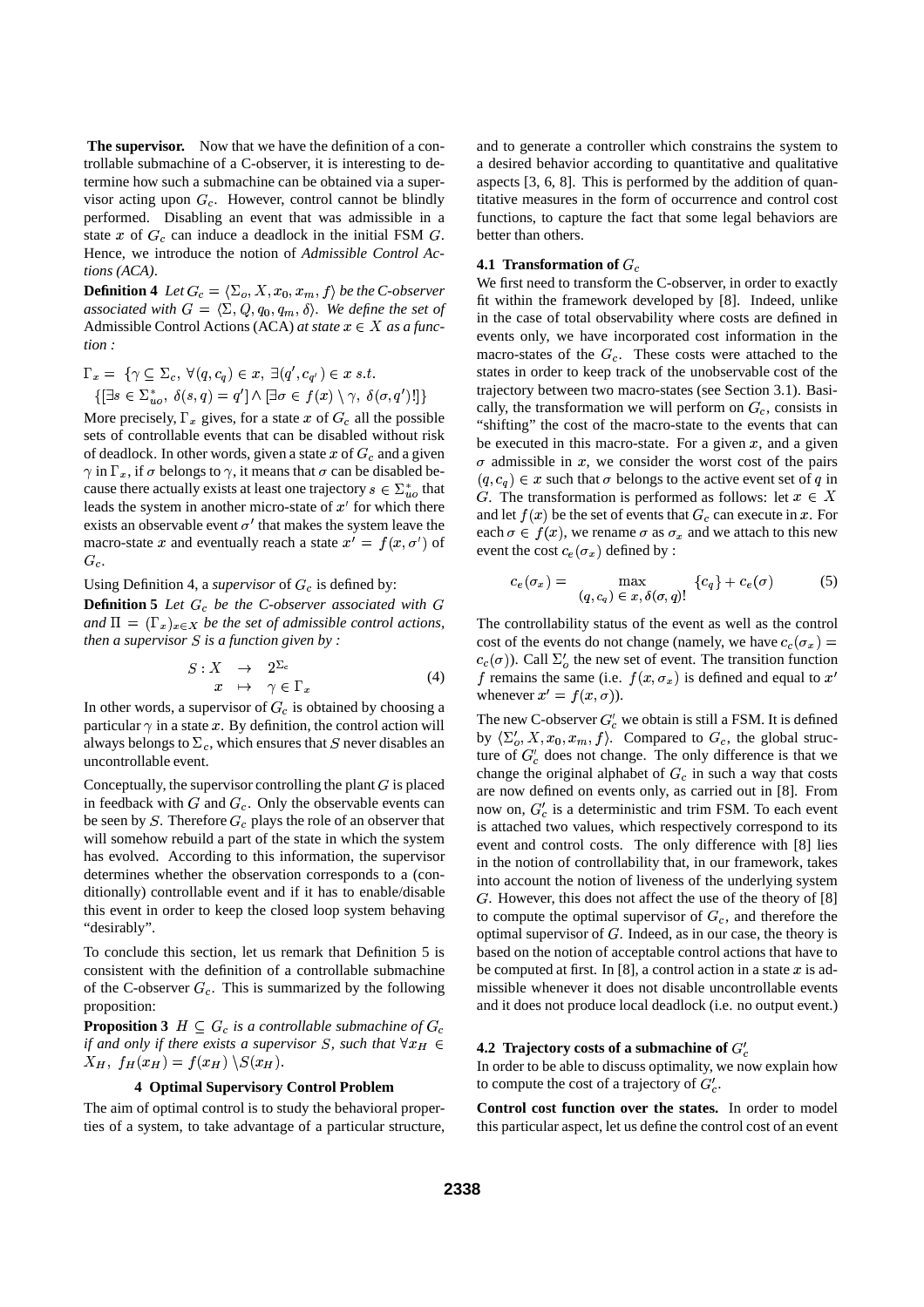**The supervisor.** Now that we have the definition of a controllable submachine of a C-observer, it is interesting to determine how such a submachine can be obtained via a supervisor acting upon $G_c$. However, control cannot be blindly performed. Disabling an event that was admissible in a state $x$ of $G_c$ can induce a deadlock in the initial FSM $G$. Hence, we introduce the notion of *Admissible Control Actions (ACA)*.

**Definition 4** *Let $G_c = \langle \Sigma_o, X, x_0, x_m, f \rangle$ be the C-observer associated with $G = \langle \Sigma, Q, q_0, q_m, \delta \rangle$. We define the set of* Admissible Control Actions (ACA) *at state $x \in X$ as a function :*

$$\Gamma_x = \{\gamma \subseteq \Sigma_c,\ \forall (q, c_q) \in x,\ \exists (q', c_{q'}) \in x \ s.t.$$
$$\{[\exists s \in \Sigma_{uo}^*,\ \delta(s, q) = q'] \wedge [\exists \sigma \in f(x) \setminus \gamma,\ \delta(\sigma, q')!]\}$$

More precisely, $\Gamma_x$ gives, for a state $x$ of $G_c$ all the possible sets of controllable events that can be disabled without risk of deadlock. In other words, given a state $x$ of $G_c$ and a given $\gamma$ in $\Gamma_x$, if $\sigma$ belongs to $\gamma$, it means that $\sigma$ can be disabled because there actually exists at least one trajectory $s \in \Sigma_{uo}^*$ that leads the system in another micro-state of $x'$ for which there exists an observable event $\sigma'$ that makes the system leave the macro-state $x$ and eventually reach a state $x' = f(x, \sigma')$ of $G_c$.

Using Definition 4, a *supervisor* of $G_c$ is defined by:

**Definition 5** *Let $G_c$ be the C-observer associated with $G$ and $\Pi = (\Gamma_x)_{x \in X}$ be the set of admissible control actions, then a supervisor $S$ is a function given by :*

$$\begin{array}{rcl} S : X & \rightarrow & 2^{\Sigma_c} \\ x & \mapsto & \gamma \in \Gamma_x \end{array} \tag{4}$$

In other words, a supervisor of $G_c$ is obtained by choosing a particular $\gamma$ in a state $x$. By definition, the control action will always belongs to $\Sigma_c$, which ensures that $S$ never disables an uncontrollable event.

Conceptually, the supervisor controlling the plant $G$ is placed in feedback with $G$ and $G_c$. Only the observable events can be seen by $S$. Therefore $G_c$ plays the role of an observer that will somehow rebuild a part of the state in which the system has evolved. According to this information, the supervisor determines whether the observation corresponds to a (conditionally) controllable event and if it has to enable/disable this event in order to keep the closed loop system behaving "desirably".

To conclude this section, let us remark that Definition 5 is consistent with the definition of a controllable submachine of the C-observer $G_c$. This is summarized by the following proposition:

**Proposition 3** *$H \subseteq G_c$ is a controllable submachine of $G_c$ if and only if there exists a supervisor $S$, such that $\forall x_H \in X_H,\ f_H(x_H) = f(x_H) \setminus S(x_H)$.*

## 4 Optimal Supervisory Control Problem

The aim of optimal control is to study the behavioral properties of a system, to take advantage of a particular structure, and to generate a controller which constrains the system to a desired behavior according to quantitative and qualitative aspects [3, 6, 8]. This is performed by the addition of quantitative measures in the form of occurrence and control cost functions, to capture the fact that some legal behaviors are better than others.

### 4.1 Transformation of $G_c$

We first need to transform the C-observer, in order to exactly fit within the framework developed by [8]. Indeed, unlike in the case of total observability where costs are defined in events only, we have incorporated cost information in the macro-states of the $G_c$. These costs were attached to the states in order to keep track of the unobservable cost of the trajectory between two macro-states (see Section 3.1). Basically, the transformation we will perform on $G_c$, consists in "shifting" the cost of the macro-state to the events that can be executed in this macro-state. For a given $x$, and a given $\sigma$ admissible in $x$, we consider the worst cost of the pairs $(q, c_q) \in x$ such that $\sigma$ belongs to the active event set of $q$ in $G$. The transformation is performed as follows: let $x \in X$ and let $f(x)$ be the set of events that $G_c$ can execute in $x$. For each $\sigma \in f(x)$, we rename $\sigma$ as $\sigma_x$ and we attach to this new event the cost $c_e(\sigma_x)$ defined by :

$$c_e(\sigma_x) = \max_{(q, c_q) \in x, \delta(\sigma, q)!} \{c_q\} + c_e(\sigma) \tag{5}$$

The controllability status of the event as well as the control cost of the events do not change (namely, we have $c_c(\sigma_x) = c_c(\sigma)$). Call $\Sigma'_o$ the new set of event. The transition function $f$ remains the same (i.e. $f(x, \sigma_x)$ is defined and equal to $x'$ whenever $x' = f(x, \sigma)$).

The new C-observer $G'_c$ we obtain is still a FSM. It is defined by $\langle \Sigma'_o, X, x_0, x_m, f \rangle$. Compared to $G_c$, the global structure of $G'_c$ does not change. The only difference is that we change the original alphabet of $G_c$ in such a way that costs are now defined on events only, as carried out in [8]. From now on, $G'_c$ is a deterministic and trim FSM. To each event is attached two values, which respectively correspond to its event and control costs. The only difference with [8] lies in the notion of controllability that, in our framework, takes into account the notion of liveness of the underlying system $G$. However, this does not affect the use of the theory of [8] to compute the optimal supervisor of $G_c$, and therefore the optimal supervisor of $G$. Indeed, as in our case, the theory is based on the notion of acceptable control actions that have to be computed at first. In [8], a control action in a state $x$ is admissible whenever it does not disable uncontrollable events and it does not produce local deadlock (i.e. no output event.)

### 4.2 Trajectory costs of a submachine of $G'_c$

In order to be able to discuss optimality, we now explain how to compute the cost of a trajectory of $G'_c$.

**Control cost function over the states.** In order to model this particular aspect, let us define the control cost of an event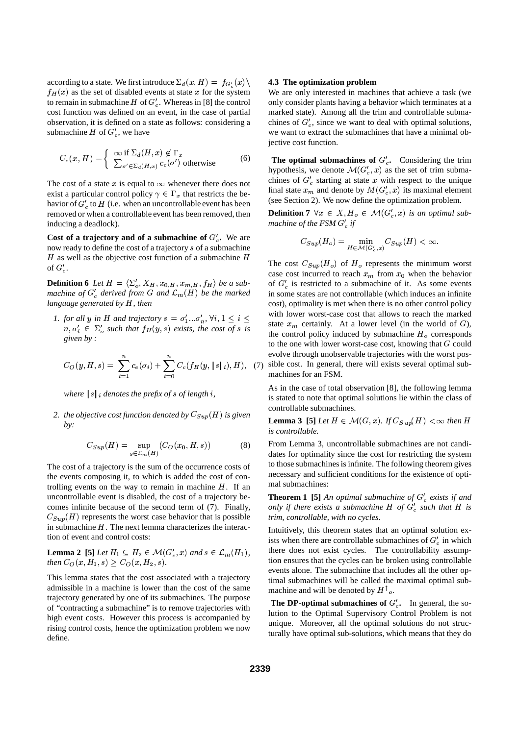according to a state. We first introduce $\Sigma_d(x, H) = f_{G'_c}(x) \setminus f_H(x)$ as the set of disabled events at state $x$ for the system to remain in submachine $H$ of $G'_c$. Whereas in [8] the control cost function was defined on an event, in the case of partial observation, it is defined on a state as follows: considering a submachine $H$ of $G'_c$, we have

$$C_c(x, H) = \begin{cases} \infty \text{ if } \Sigma_d(H, x) \notin \Gamma_x \\ \sum_{\sigma' \in \Sigma_d(H,x)} c_c(\sigma') \text{ otherwise} \end{cases} \quad (6)$$

The cost of a state $x$ is equal to $\infty$ whenever there does not exist a particular control policy $\gamma \in \Gamma_x$ that restricts the behavior of $G'_c$ to $H$ (i.e. when an uncontrollable event has been removed or when a controllable event has been removed, then inducing a deadlock).

**Cost of a trajectory and of a submachine of $G'_c$.** We are now ready to define the cost of a trajectory $s$ of a submachine $H$ as well as the objective cost function of a submachine $H$ of $G'_c$.

**Definition 6** *Let $H = \langle \Sigma'_o, X_H, x_{0,H}, x_{m,H}, f_H \rangle$ be a submachine of $G'_c$ derived from $G$ and $\mathcal{L}_m(H)$ be the marked language generated by $H$, then*

1. *for all $y$ in $H$ and trajectory $s = \sigma'_1...\sigma'_n$, $\forall i, 1 \leq i \leq n, \sigma'_i \in \Sigma'_o$ such that $f_H(y, s)$ exists, the cost of $s$ is given by :*

$$C_O(y, H, s) = \sum_{i=1}^{n} c_e(\sigma_i) + \sum_{i=0}^{n} C_c(f_H(y, \|s\|_i), H), \quad (7)$$

*where $\|s\|_i$ denotes the prefix of $s$ of length $i$,*

2. *the objective cost function denoted by $C_{Sup}(H)$ is given by:*

$$C_{Sup}(H) = \sup_{s \in \mathcal{L}_m(H)} (C_O(x_0, H, s)) \quad (8)$$

The cost of a trajectory is the sum of the occurrence costs of the events composing it, to which is added the cost of controlling events on the way to remain in machine $H$. If an uncontrollable event is disabled, the cost of a trajectory becomes infinite because of the second term of (7). Finally, $C_{Sup}(H)$ represents the worst case behavior that is possible in submachine $H$. The next lemma characterizes the interaction of event and control costs:

**Lemma 2 [5]** *Let $H_1 \subseteq H_2 \in \mathcal{M}(G'_c, x)$ and $s \in \mathcal{L}_m(H_1)$, then $C_O(x, H_1, s) \geq C_O(x, H_2, s)$.*

This lemma states that the cost associated with a trajectory admissible in a machine is lower than the cost of the same trajectory generated by one of its submachines. The purpose of "contracting a submachine" is to remove trajectories with high event costs. However this process is accompanied by rising control costs, hence the optimization problem we now define.

### 4.3 The optimization problem

We are only interested in machines that achieve a task (we only consider plants having a behavior which terminates at a marked state). Among all the trim and controllable submachines of $G'_c$, since we want to deal with optimal solutions, we want to extract the submachines that have a minimal objective cost function.

**The optimal submachines of $G'_c$.** Considering the trim hypothesis, we denote $\mathcal{M}(G'_c, x)$ as the set of trim submachines of $G'_c$ starting at state $x$ with respect to the unique final state $x_m$ and denote by $M(G'_c, x)$ its maximal element (see Section 2). We now define the optimization problem.

**Definition 7** *$\forall x \in X, H_o \in \mathcal{M}(G'_c, x)$ is an optimal submachine of the FSM $G'_c$ if*

$$C_{Sup}(H_o) = \min_{H \in \mathcal{M}(G'_c, x)} C_{Sup}(H) < \infty.$$

The cost $C_{Sup}(H_o)$ of $H_o$ represents the minimum worst case cost incurred to reach $x_m$ from $x_0$ when the behavior of $G'_c$ is restricted to a submachine of it. As some events in some states are not controllable (which induces an infinite cost), optimality is met when there is no other control policy with lower worst-case cost that allows to reach the marked state $x_m$ certainly. At a lower level (in the world of $G$), the control policy induced by submachine $H_o$ corresponds to the one with lower worst-case cost, knowing that $G$ could evolve through unobservable trajectories with the worst possible cost. In general, there will exists several optimal submachines for an FSM.

As in the case of total observation [8], the following lemma is stated to note that optimal solutions lie within the class of controllable submachines.

**Lemma 3 [5]** *Let $H \in \mathcal{M}(G, x)$. If $C_{Sup}(H) < \infty$ then $H$ is controllable.*

From Lemma 3, uncontrollable submachines are not candidates for optimality since the cost for restricting the system to those submachines is infinite. The following theorem gives necessary and sufficient conditions for the existence of optimal submachines:

**Theorem 1 [5]** *An optimal submachine of $G'_c$ exists if and only if there exists a submachine $H$ of $G'_c$ such that $H$ is trim, controllable, with no cycles.*

Intuitively, this theorem states that an optimal solution exists when there are controllable submachines of $G'_c$ in which there does not exist cycles. The controllability assumption ensures that the cycles can be broken using controllable events alone. The submachine that includes all the other optimal submachines will be called the maximal optimal submachine and will be denoted by $H^{\uparrow}{}_o$.

**The DP-optimal submachines of $G'_c$.** In general, the solution to the Optimal Supervisory Control Problem is not unique. Moreover, all the optimal solutions do not structurally have optimal sub-solutions, which means that they do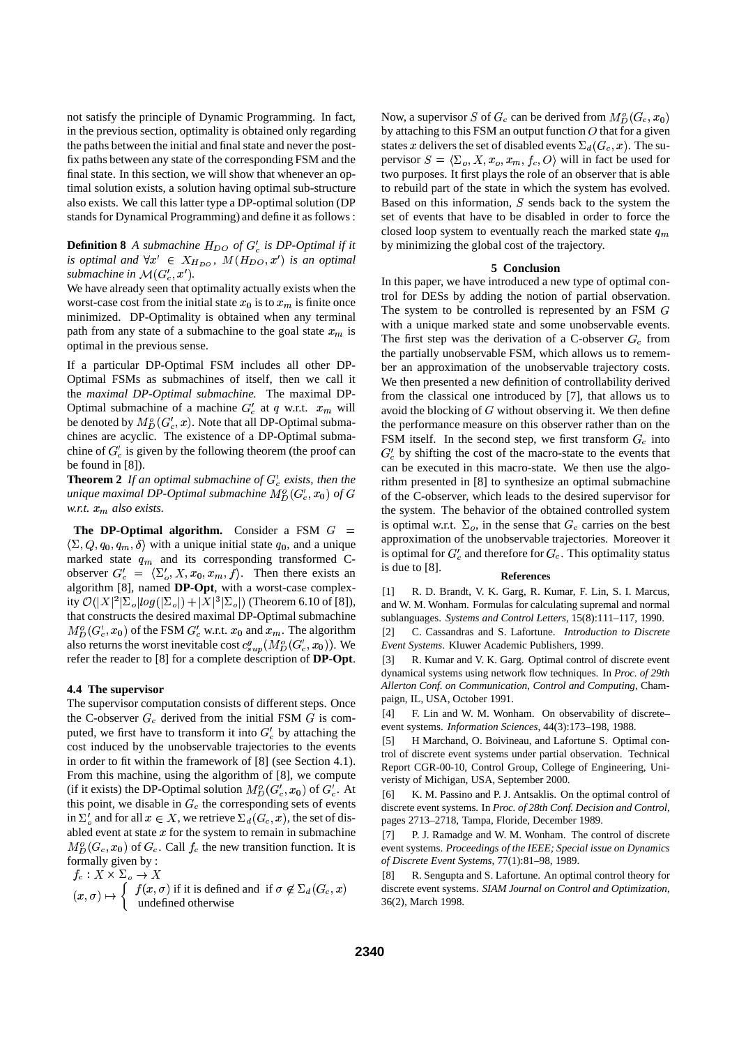not satisfy the principle of Dynamic Programming. In fact, in the previous section, optimality is obtained only regarding the paths between the initial and final state and never the postfix paths between any state of the corresponding FSM and the final state. In this section, we will show that whenever an optimal solution exists, a solution having optimal sub-structure also exists. We call this latter type a DP-optimal solution (DP stands for Dynamical Programming) and define it as follows :

**Definition 8** *A submachine $H_{DO}$ of $G'_c$ is DP-Optimal if it is optimal and $\forall x' \in X_{H_{DO}}$, $M(H_{DO}, x')$ is an optimal submachine in $\mathcal{M}(G'_c, x')$.*

We have already seen that optimality actually exists when the worst-case cost from the initial state $x_0$ is to $x_m$ is finite once minimized. DP-Optimality is obtained when any terminal path from any state of a submachine to the goal state $x_m$ is optimal in the previous sense.

If a particular DP-Optimal FSM includes all other DP-Optimal FSMs as submachines of itself, then we call it the *maximal DP-Optimal submachine.* The maximal DP-Optimal submachine of a machine $G'_c$ at $q$ w.r.t. $x_m$ will be denoted by $M^o_D(G'_c, x)$. Note that all DP-Optimal submachines are acyclic. The existence of a DP-Optimal submachine of $G'_c$ is given by the following theorem (the proof can be found in [8]).

**Theorem 2** *If an optimal submachine of $G'_c$ exists, then the unique maximal DP-Optimal submachine $M^o_D(G'_c, x_0)$ of $G$ w.r.t. $x_m$ also exists.*

**The DP-Optimal algorithm.** Consider a FSM $G = \langle \Sigma, Q, q_0, q_m, \delta \rangle$ with a unique initial state $q_0$, and a unique marked state $q_m$ and its corresponding transformed C-observer $G'_c = \langle \Sigma'_o, X, x_0, x_m, f \rangle$. Then there exists an algorithm [8], named **DP-Opt**, with a worst-case complexity $\mathcal{O}(|X|^2|\Sigma_o|log(|\Sigma_o|) + |X|^3|\Sigma_o|)$ (Theorem 6.10 of [8]), that constructs the desired maximal DP-Optimal submachine $M^o_D(G'_c, x_0)$ of the FSM $G'_c$ w.r.t. $x_0$ and $x_m$. The algorithm also returns the worst inevitable cost $c^g_{sup}(M^o_D(G'_c, x_0))$. We refer the reader to [8] for a complete description of **DP-Opt**.

### 4.4 The supervisor

The supervisor computation consists of different steps. Once the C-observer $G_c$ derived from the initial FSM $G$ is computed, we first have to transform it into $G'_c$ by attaching the cost induced by the unobservable trajectories to the events in order to fit within the framework of [8] (see Section 4.1). From this machine, using the algorithm of [8], we compute (if it exists) the DP-Optimal solution $M^o_D(G'_c, x_0)$ of $G'_c$. At this point, we disable in $G_c$ the corresponding sets of events in $\Sigma'_o$ and for all $x \in X$, we retrieve $\Sigma_d(G_c, x)$, the set of disabled event at state $x$ for the system to remain in submachine $M^o_D(G_c, x_0)$ of $G_c$. Call $f_c$ the new transition function. It is formally given by :

$$f_c : X \times \Sigma_o \to X$$

$$(x, \sigma) \mapsto \begin{cases} f(x, \sigma) \text{ if it is defined and if } \sigma \notin \Sigma_d(G_c, x) \\ \text{undefined otherwise} \end{cases}$$

Now, a supervisor $S$ of $G_c$ can be derived from $M^o_D(G_c, x_0)$ by attaching to this FSM an output function $O$ that for a given states $x$ delivers the set of disabled events $\Sigma_d(G_c, x)$. The supervisor $S = \langle \Sigma_o, X, x_o, x_m, f_c, O \rangle$ will in fact be used for two purposes. It first plays the role of an observer that is able to rebuild part of the state in which the system has evolved. Based on this information, $S$ sends back to the system the set of events that have to be disabled in order to force the closed loop system to eventually reach the marked state $q_m$ by minimizing the global cost of the trajectory.

## 5 Conclusion

In this paper, we have introduced a new type of optimal control for DESs by adding the notion of partial observation. The system to be controlled is represented by an FSM $G$ with a unique marked state and some unobservable events. The first step was the derivation of a C-observer $G_c$ from the partially unobservable FSM, which allows us to remember an approximation of the unobservable trajectory costs. We then presented a new definition of controllability derived from the classical one introduced by [7], that allows us to avoid the blocking of $G$ without observing it. We then define the performance measure on this observer rather than on the FSM itself. In the second step, we first transform $G_c$ into $G'_c$ by shifting the cost of the macro-state to the events that can be executed in this macro-state. We then use the algorithm presented in [8] to synthesize an optimal submachine of the C-observer, which leads to the desired supervisor for the system. The behavior of the obtained controlled system is optimal w.r.t. $\Sigma_o$, in the sense that $G_c$ carries on the best approximation of the unobservable trajectories. Moreover it is optimal for $G'_c$ and therefore for $G_c$. This optimality status is due to [8].

## References

[1] R. D. Brandt, V. K. Garg, R. Kumar, F. Lin, S. I. Marcus, and W. M. Wonham. Formulas for calculating supremal and normal sublanguages. *Systems and Control Letters*, 15(8):111–117, 1990.

[2] C. Cassandras and S. Lafortune. *Introduction to Discrete Event Systems*. Kluwer Academic Publishers, 1999.

[3] R. Kumar and V. K. Garg. Optimal control of discrete event dynamical systems using network flow techniques. In *Proc. of 29th Allerton Conf. on Communication, Control and Computing*, Champaign, IL, USA, October 1991.

[4] F. Lin and W. M. Wonham. On observability of discrete–event systems. *Information Sciences*, 44(3):173–198, 1988.

[5] H Marchand, O. Boivineau, and Lafortune S. Optimal control of discrete event systems under partial observation. Technical Report CGR-00-10, Control Group, College of Engineering, Univeristy of Michigan, USA, September 2000.

[6] K. M. Passino and P. J. Antsaklis. On the optimal control of discrete event systems. In *Proc. of 28th Conf. Decision and Control*, pages 2713–2718, Tampa, Floride, December 1989.

[7] P. J. Ramadge and W. M. Wonham. The control of discrete event systems. *Proceedings of the IEEE; Special issue on Dynamics of Discrete Event Systems*, 77(1):81–98, 1989.

[8] R. Sengupta and S. Lafortune. An optimal control theory for discrete event systems. *SIAM Journal on Control and Optimization*, 36(2), March 1998.